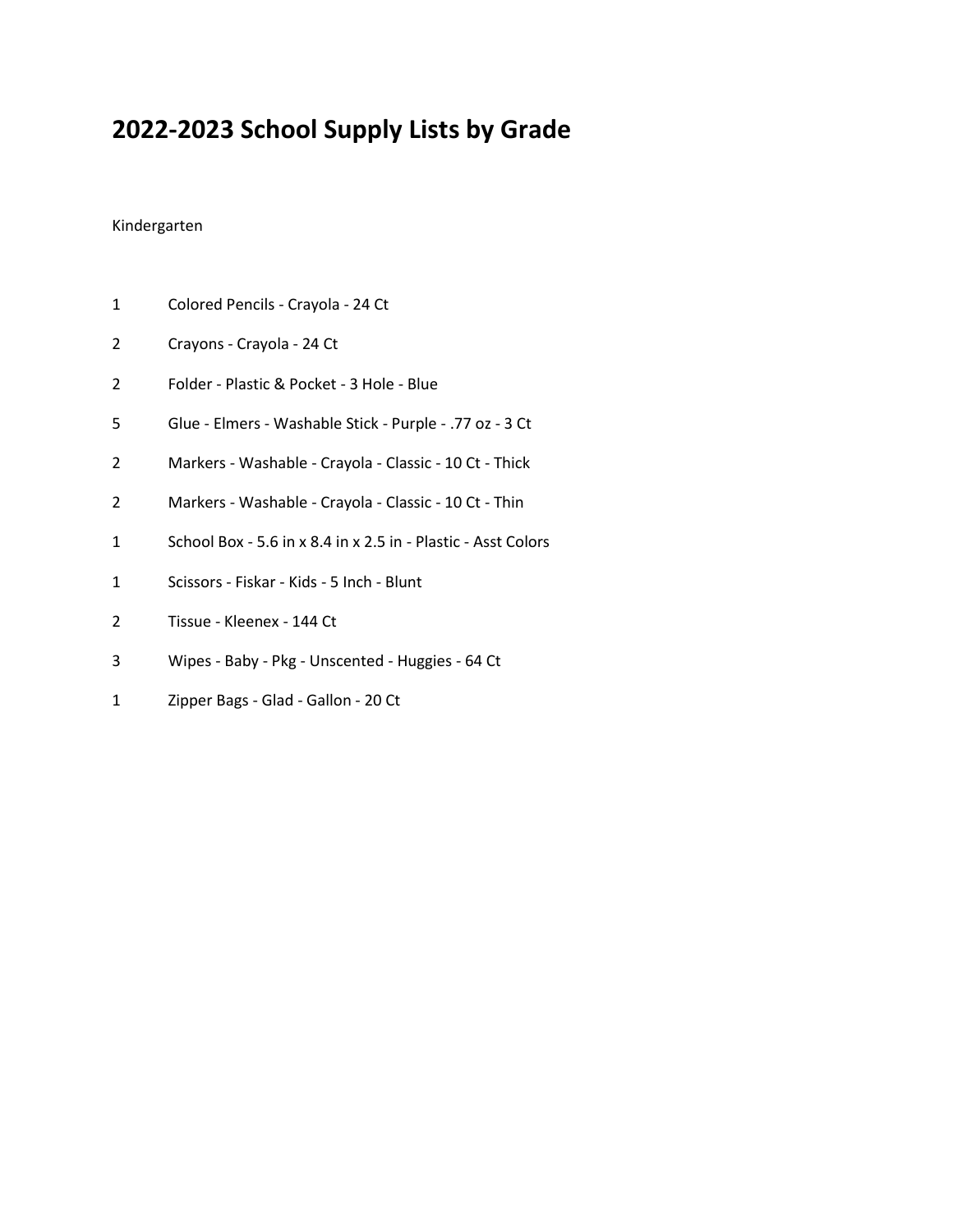# 2022-2023 School Supply Lists by Grade

Kindergarten

| | |
|---|---|
| 1 | Colored Pencils - Crayola - 24 Ct |
| 2 | Crayons - Crayola - 24 Ct |
| 2 | Folder - Plastic & Pocket - 3 Hole - Blue |
| 5 | Glue - Elmers - Washable Stick - Purple - .77 oz - 3 Ct |
| 2 | Markers - Washable - Crayola - Classic - 10 Ct - Thick |
| 2 | Markers - Washable - Crayola - Classic - 10 Ct - Thin |
| 1 | School Box - 5.6 in x 8.4 in x 2.5 in - Plastic - Asst Colors |
| 1 | Scissors - Fiskar - Kids - 5 Inch - Blunt |
| 2 | Tissue - Kleenex - 144 Ct |
| 3 | Wipes - Baby - Pkg - Unscented - Huggies - 64 Ct |
| 1 | Zipper Bags - Glad - Gallon - 20 Ct |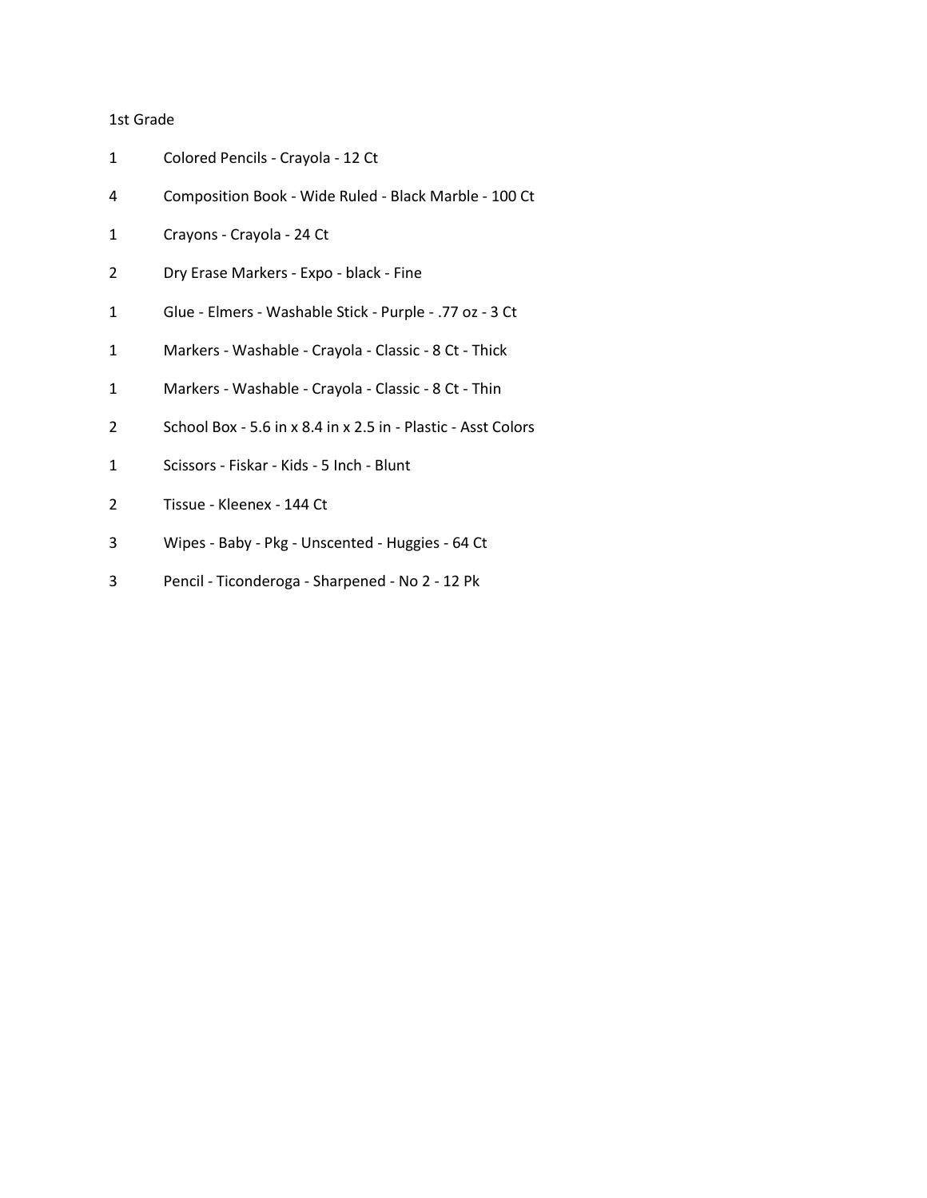1st Grade

| Qty | Item |
| --- | --- |
| 1 | Colored Pencils - Crayola - 12 Ct |
| 4 | Composition Book - Wide Ruled - Black Marble - 100 Ct |
| 1 | Crayons - Crayola - 24 Ct |
| 2 | Dry Erase Markers - Expo - black - Fine |
| 1 | Glue - Elmers - Washable Stick - Purple - .77 oz - 3 Ct |
| 1 | Markers - Washable - Crayola - Classic - 8 Ct - Thick |
| 1 | Markers - Washable - Crayola - Classic - 8 Ct - Thin |
| 2 | School Box - 5.6 in x 8.4 in x 2.5 in - Plastic - Asst Colors |
| 1 | Scissors - Fiskar - Kids - 5 Inch - Blunt |
| 2 | Tissue - Kleenex - 144 Ct |
| 3 | Wipes - Baby - Pkg - Unscented - Huggies - 64 Ct |
| 3 | Pencil - Ticonderoga - Sharpened - No 2 - 12 Pk |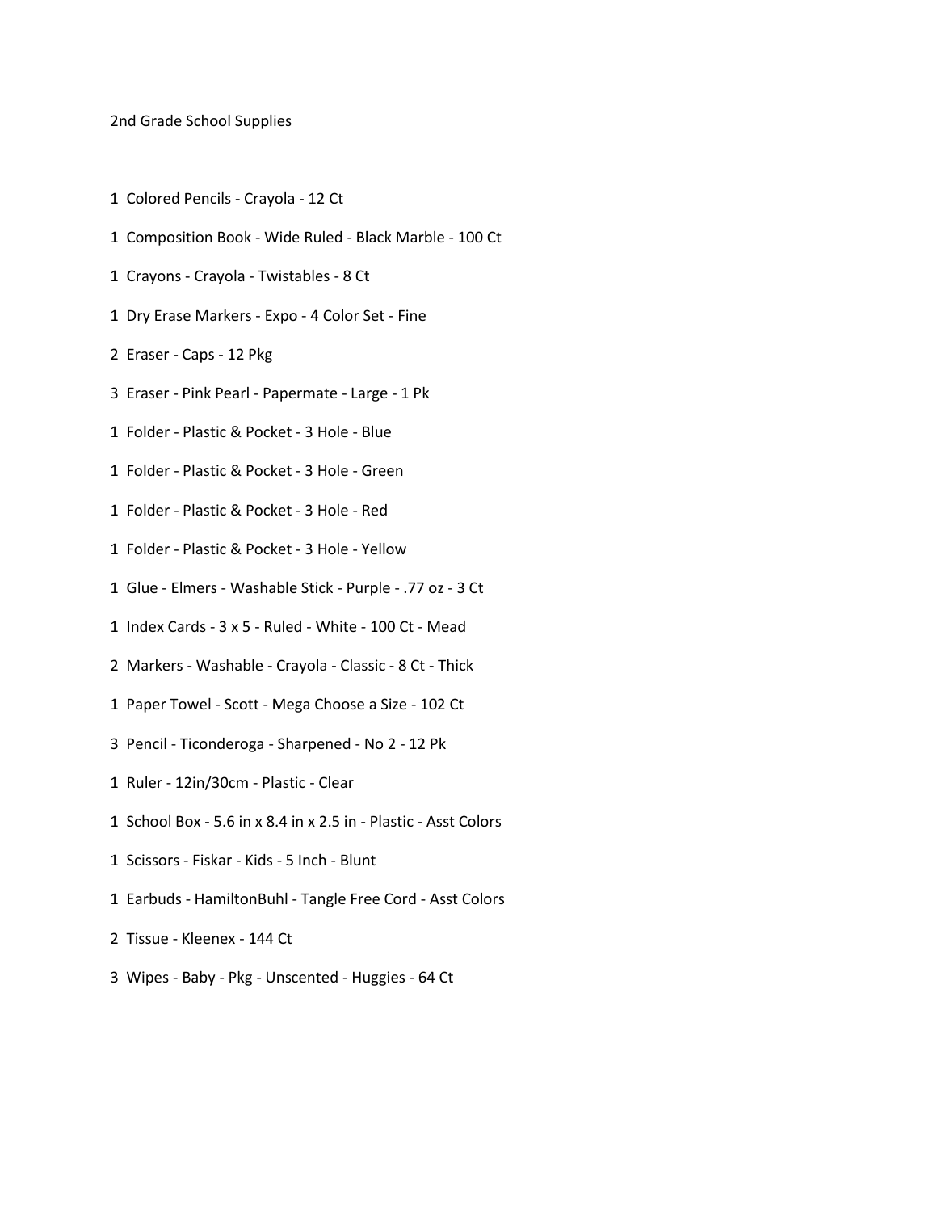2nd Grade School Supplies

1 Colored Pencils - Crayola - 12 Ct

1 Composition Book - Wide Ruled - Black Marble - 100 Ct

1 Crayons - Crayola - Twistables - 8 Ct

1 Dry Erase Markers - Expo - 4 Color Set - Fine

2 Eraser - Caps - 12 Pkg

3 Eraser - Pink Pearl - Papermate - Large - 1 Pk

1 Folder - Plastic & Pocket - 3 Hole - Blue

1 Folder - Plastic & Pocket - 3 Hole - Green

1 Folder - Plastic & Pocket - 3 Hole - Red

1 Folder - Plastic & Pocket - 3 Hole - Yellow

1 Glue - Elmers - Washable Stick - Purple - .77 oz - 3 Ct

1 Index Cards - 3 x 5 - Ruled - White - 100 Ct - Mead

2 Markers - Washable - Crayola - Classic - 8 Ct - Thick

1 Paper Towel - Scott - Mega Choose a Size - 102 Ct

3 Pencil - Ticonderoga - Sharpened - No 2 - 12 Pk

1 Ruler - 12in/30cm - Plastic - Clear

1 School Box - 5.6 in x 8.4 in x 2.5 in - Plastic - Asst Colors

1 Scissors - Fiskar - Kids - 5 Inch - Blunt

1 Earbuds - HamiltonBuhl - Tangle Free Cord - Asst Colors

2 Tissue - Kleenex - 144 Ct

3 Wipes - Baby - Pkg - Unscented - Huggies - 64 Ct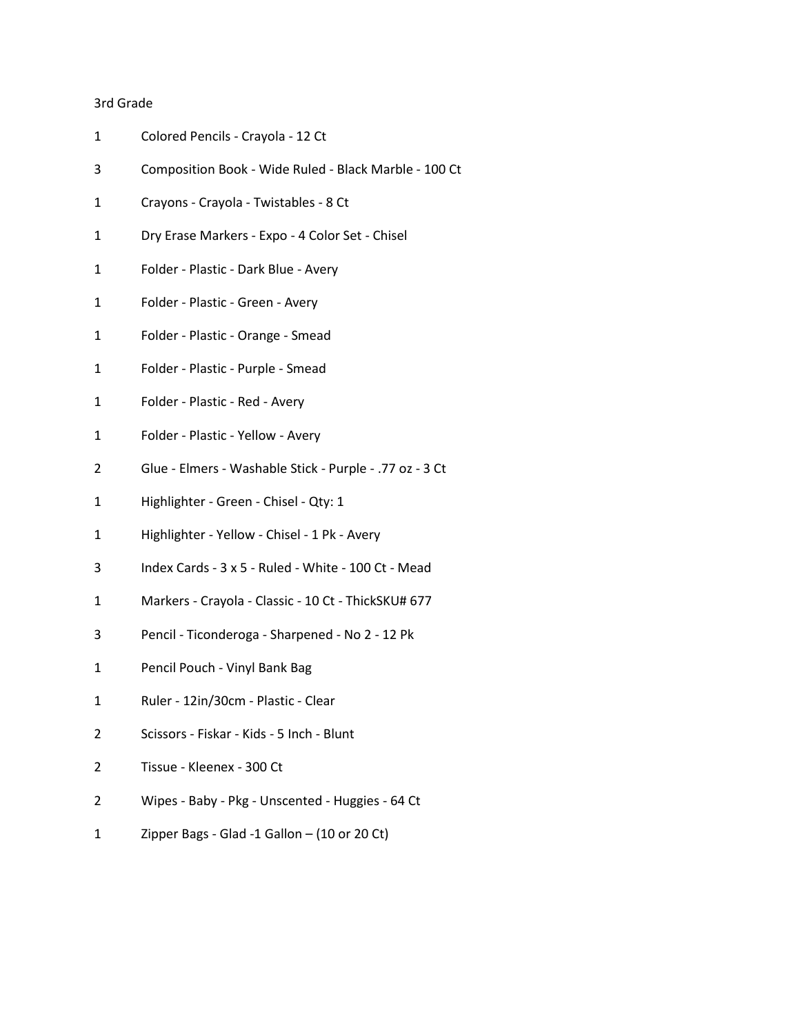3rd Grade

| | |
|---|---|
| 1 | Colored Pencils - Crayola - 12 Ct |
| 3 | Composition Book - Wide Ruled - Black Marble - 100 Ct |
| 1 | Crayons - Crayola - Twistables - 8 Ct |
| 1 | Dry Erase Markers - Expo - 4 Color Set - Chisel |
| 1 | Folder - Plastic - Dark Blue - Avery |
| 1 | Folder - Plastic - Green - Avery |
| 1 | Folder - Plastic - Orange - Smead |
| 1 | Folder - Plastic - Purple - Smead |
| 1 | Folder - Plastic - Red - Avery |
| 1 | Folder - Plastic - Yellow - Avery |
| 2 | Glue - Elmers - Washable Stick - Purple - .77 oz - 3 Ct |
| 1 | Highlighter - Green - Chisel - Qty: 1 |
| 1 | Highlighter - Yellow - Chisel - 1 Pk - Avery |
| 3 | Index Cards - 3 x 5 - Ruled - White - 100 Ct - Mead |
| 1 | Markers - Crayola - Classic - 10 Ct - ThickSKU# 677 |
| 3 | Pencil - Ticonderoga - Sharpened - No 2 - 12 Pk |
| 1 | Pencil Pouch - Vinyl Bank Bag |
| 1 | Ruler - 12in/30cm - Plastic - Clear |
| 2 | Scissors - Fiskar - Kids - 5 Inch - Blunt |
| 2 | Tissue - Kleenex - 300 Ct |
| 2 | Wipes - Baby - Pkg - Unscented - Huggies - 64 Ct |
| 1 | Zipper Bags - Glad -1 Gallon – (10 or 20 Ct) |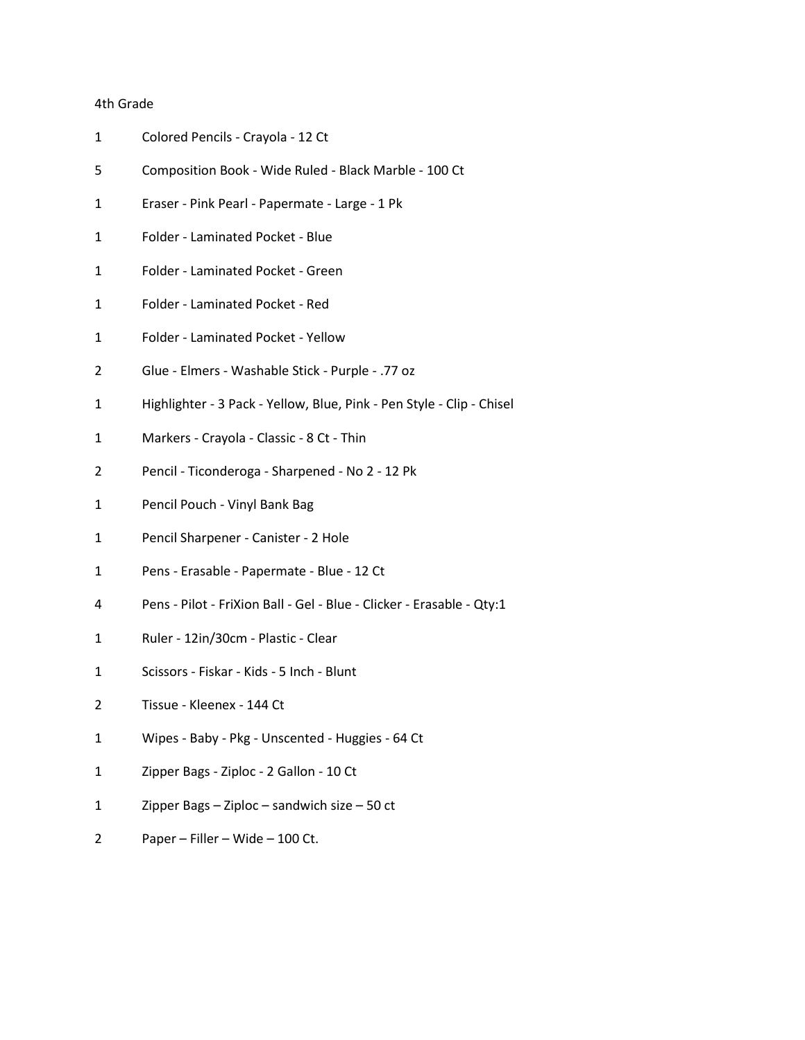4th Grade

| Qty | Item |
| --- | --- |
| 1 | Colored Pencils - Crayola - 12 Ct |
| 5 | Composition Book - Wide Ruled - Black Marble - 100 Ct |
| 1 | Eraser - Pink Pearl - Papermate - Large - 1 Pk |
| 1 | Folder - Laminated Pocket - Blue |
| 1 | Folder - Laminated Pocket - Green |
| 1 | Folder - Laminated Pocket - Red |
| 1 | Folder - Laminated Pocket - Yellow |
| 2 | Glue - Elmers - Washable Stick - Purple - .77 oz |
| 1 | Highlighter - 3 Pack - Yellow, Blue, Pink - Pen Style - Clip - Chisel |
| 1 | Markers - Crayola - Classic - 8 Ct - Thin |
| 2 | Pencil - Ticonderoga - Sharpened - No 2 - 12 Pk |
| 1 | Pencil Pouch - Vinyl Bank Bag |
| 1 | Pencil Sharpener - Canister - 2 Hole |
| 1 | Pens - Erasable - Papermate - Blue - 12 Ct |
| 4 | Pens - Pilot - FriXion Ball - Gel - Blue - Clicker - Erasable - Qty:1 |
| 1 | Ruler - 12in/30cm - Plastic - Clear |
| 1 | Scissors - Fiskar - Kids - 5 Inch - Blunt |
| 2 | Tissue - Kleenex - 144 Ct |
| 1 | Wipes - Baby - Pkg - Unscented - Huggies - 64 Ct |
| 1 | Zipper Bags - Ziploc - 2 Gallon - 10 Ct |
| 1 | Zipper Bags – Ziploc – sandwich size – 50 ct |
| 2 | Paper – Filler – Wide – 100 Ct. |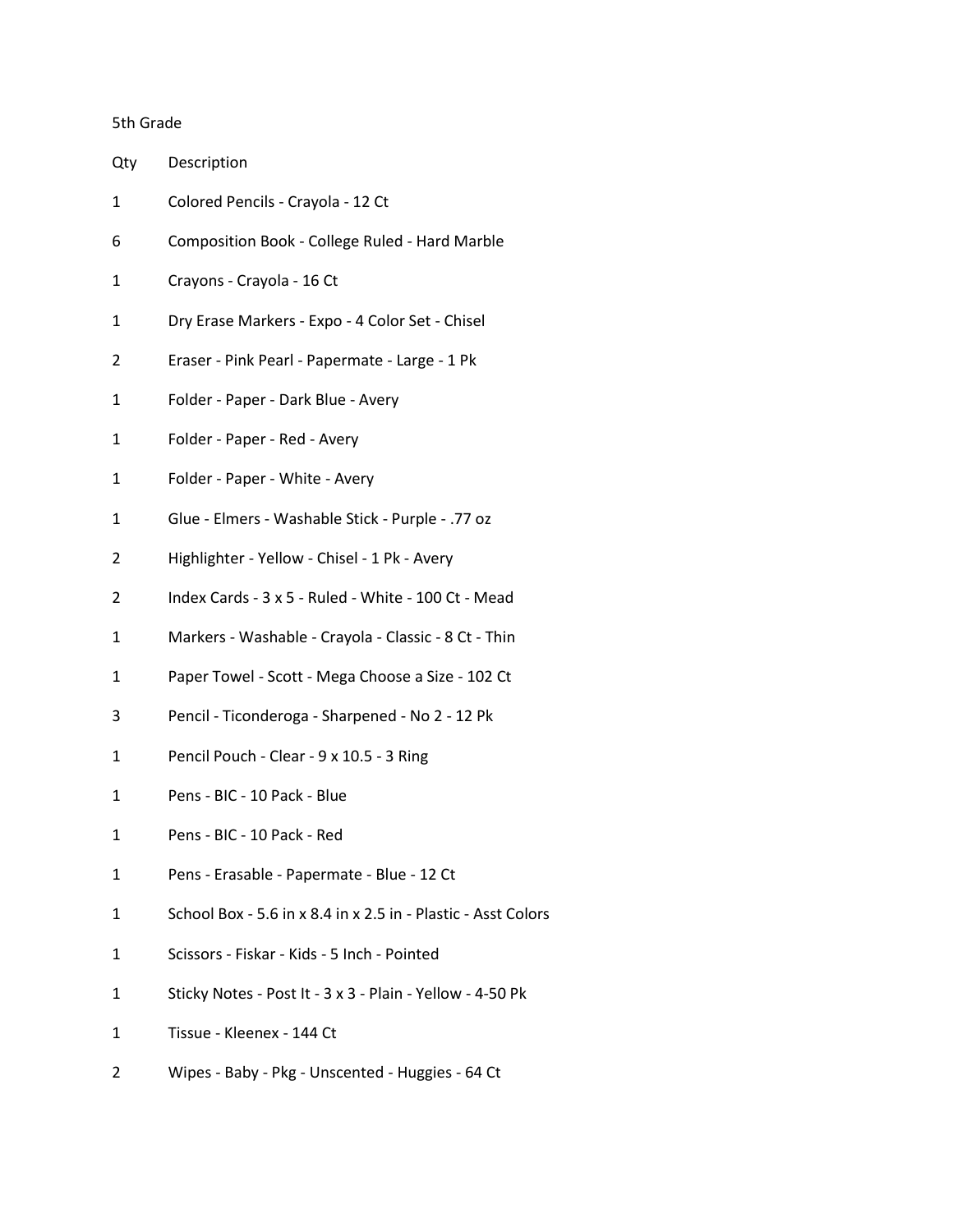5th Grade

| Qty | Description |
| --- | --- |
| 1 | Colored Pencils - Crayola - 12 Ct |
| 6 | Composition Book - College Ruled - Hard Marble |
| 1 | Crayons - Crayola - 16 Ct |
| 1 | Dry Erase Markers - Expo - 4 Color Set - Chisel |
| 2 | Eraser - Pink Pearl - Papermate - Large - 1 Pk |
| 1 | Folder - Paper - Dark Blue - Avery |
| 1 | Folder - Paper - Red - Avery |
| 1 | Folder - Paper - White - Avery |
| 1 | Glue - Elmers - Washable Stick - Purple - .77 oz |
| 2 | Highlighter - Yellow - Chisel - 1 Pk - Avery |
| 2 | Index Cards - 3 x 5 - Ruled - White - 100 Ct - Mead |
| 1 | Markers - Washable - Crayola - Classic - 8 Ct - Thin |
| 1 | Paper Towel - Scott - Mega Choose a Size - 102 Ct |
| 3 | Pencil - Ticonderoga - Sharpened - No 2 - 12 Pk |
| 1 | Pencil Pouch - Clear - 9 x 10.5 - 3 Ring |
| 1 | Pens - BIC - 10 Pack - Blue |
| 1 | Pens - BIC - 10 Pack - Red |
| 1 | Pens - Erasable - Papermate - Blue - 12 Ct |
| 1 | School Box - 5.6 in x 8.4 in x 2.5 in - Plastic - Asst Colors |
| 1 | Scissors - Fiskar - Kids - 5 Inch - Pointed |
| 1 | Sticky Notes - Post It - 3 x 3 - Plain - Yellow - 4-50 Pk |
| 1 | Tissue - Kleenex - 144 Ct |
| 2 | Wipes - Baby - Pkg - Unscented - Huggies - 64 Ct |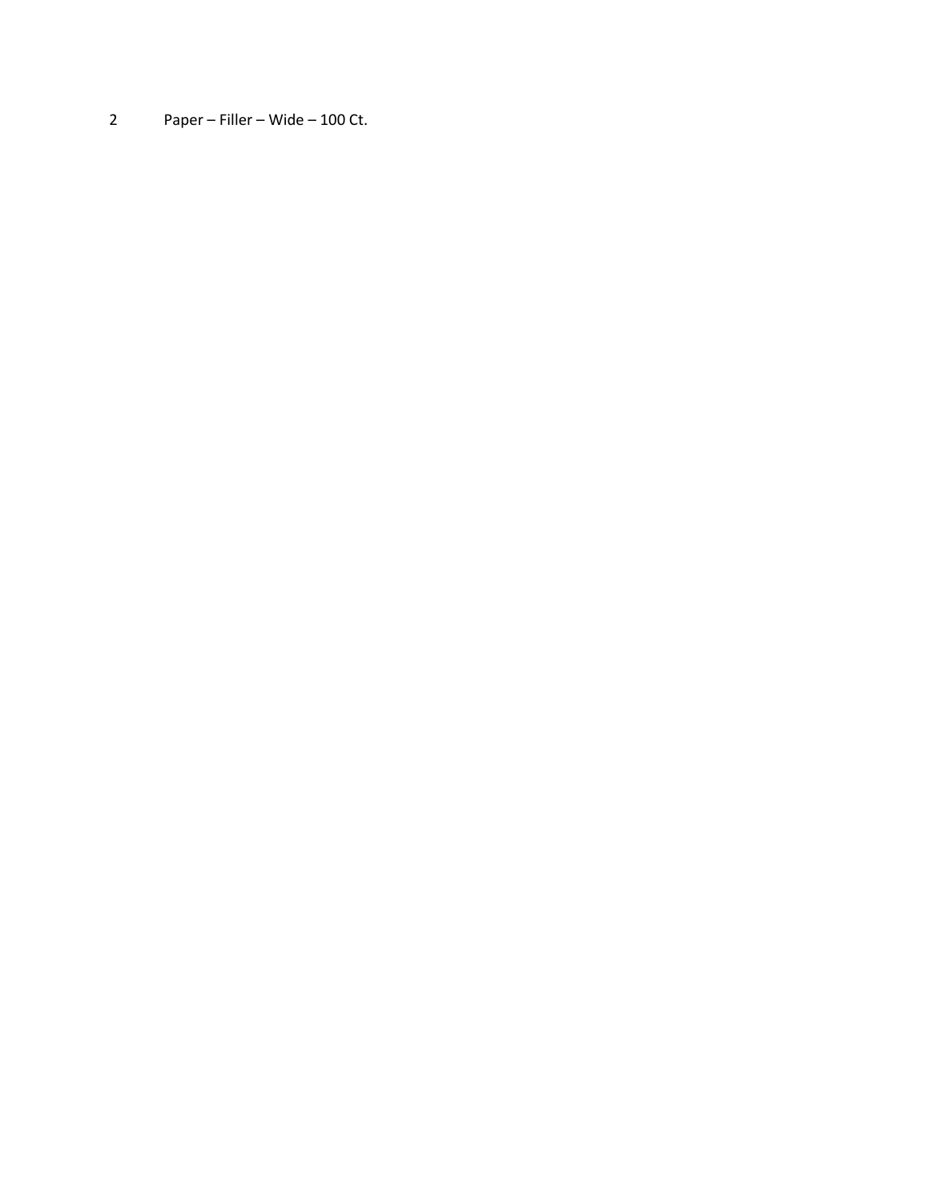2 Paper – Filler – Wide – 100 Ct.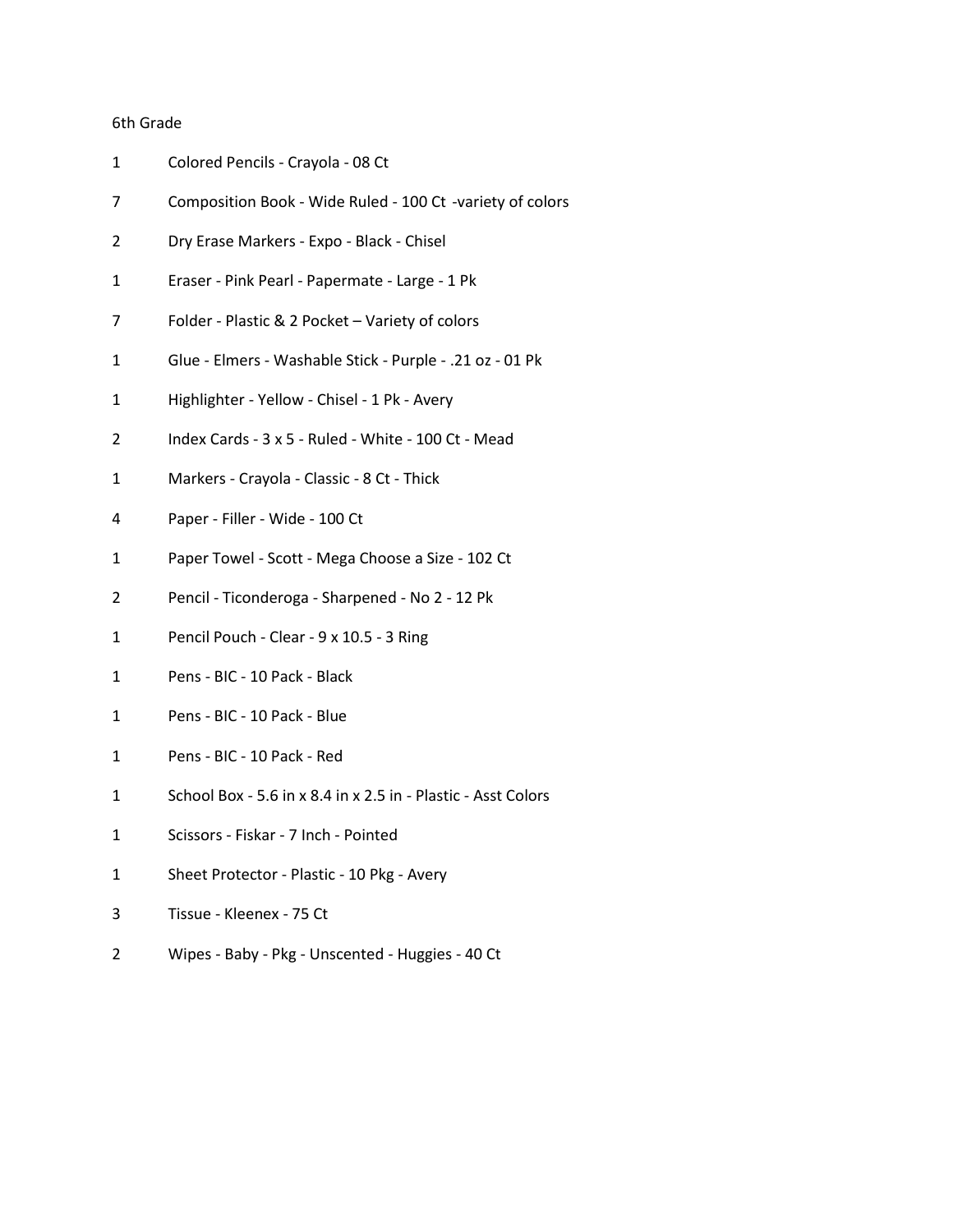6th Grade

| | |
|---|---|
| 1 | Colored Pencils - Crayola - 08 Ct |
| 7 | Composition Book - Wide Ruled - 100 Ct -variety of colors |
| 2 | Dry Erase Markers - Expo - Black - Chisel |
| 1 | Eraser - Pink Pearl - Papermate - Large - 1 Pk |
| 7 | Folder - Plastic & 2 Pocket – Variety of colors |
| 1 | Glue - Elmers - Washable Stick - Purple - .21 oz - 01 Pk |
| 1 | Highlighter - Yellow - Chisel - 1 Pk - Avery |
| 2 | Index Cards - 3 x 5 - Ruled - White - 100 Ct - Mead |
| 1 | Markers - Crayola - Classic - 8 Ct - Thick |
| 4 | Paper - Filler - Wide - 100 Ct |
| 1 | Paper Towel - Scott - Mega Choose a Size - 102 Ct |
| 2 | Pencil - Ticonderoga - Sharpened - No 2 - 12 Pk |
| 1 | Pencil Pouch - Clear - 9 x 10.5 - 3 Ring |
| 1 | Pens - BIC - 10 Pack - Black |
| 1 | Pens - BIC - 10 Pack - Blue |
| 1 | Pens - BIC - 10 Pack - Red |
| 1 | School Box - 5.6 in x 8.4 in x 2.5 in - Plastic - Asst Colors |
| 1 | Scissors - Fiskar - 7 Inch - Pointed |
| 1 | Sheet Protector - Plastic - 10 Pkg - Avery |
| 3 | Tissue - Kleenex - 75 Ct |
| 2 | Wipes - Baby - Pkg - Unscented - Huggies - 40 Ct |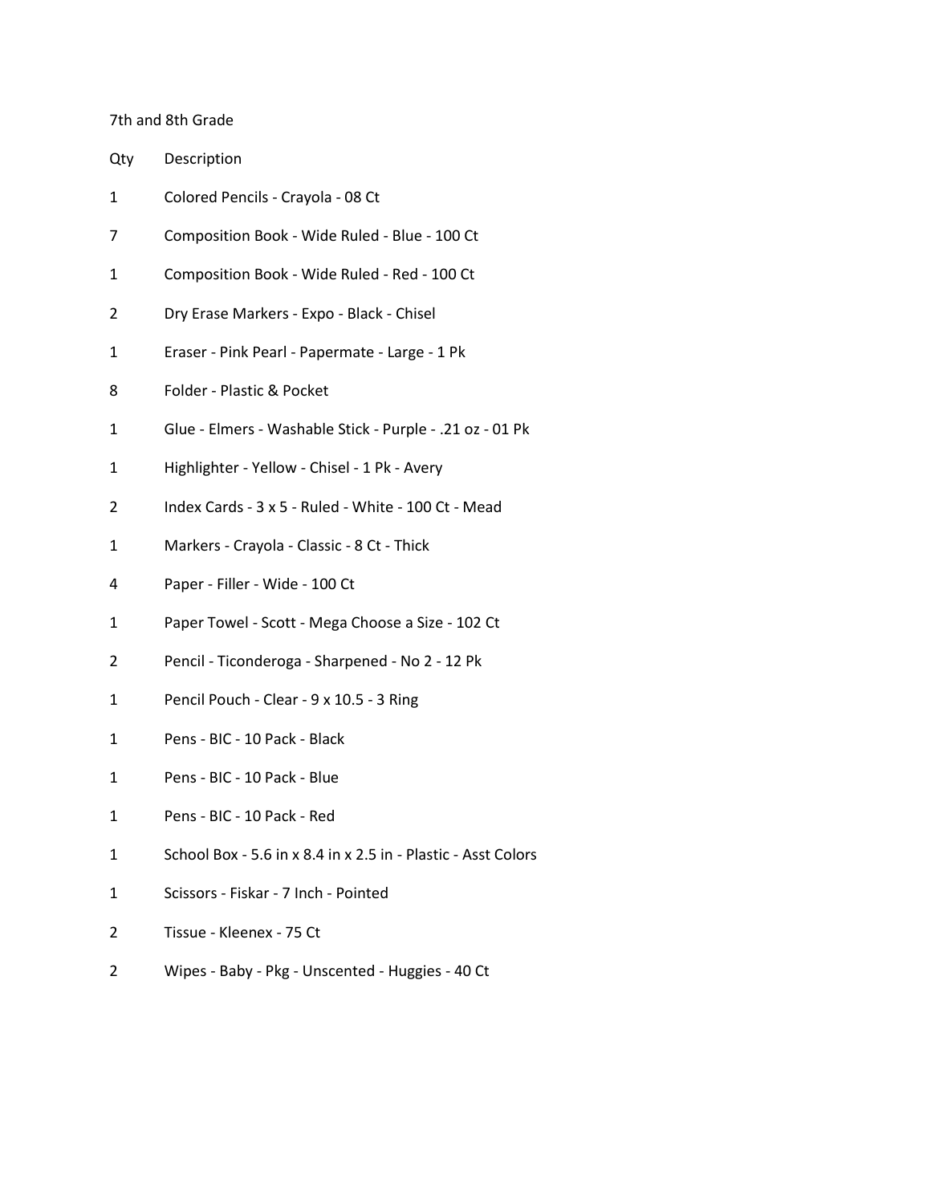7th and 8th Grade

| Qty | Description |
| --- | --- |
| 1 | Colored Pencils - Crayola - 08 Ct |
| 7 | Composition Book - Wide Ruled - Blue - 100 Ct |
| 1 | Composition Book - Wide Ruled - Red - 100 Ct |
| 2 | Dry Erase Markers - Expo - Black - Chisel |
| 1 | Eraser - Pink Pearl - Papermate - Large - 1 Pk |
| 8 | Folder - Plastic & Pocket |
| 1 | Glue - Elmers - Washable Stick - Purple - .21 oz - 01 Pk |
| 1 | Highlighter - Yellow - Chisel - 1 Pk - Avery |
| 2 | Index Cards - 3 x 5 - Ruled - White - 100 Ct - Mead |
| 1 | Markers - Crayola - Classic - 8 Ct - Thick |
| 4 | Paper - Filler - Wide - 100 Ct |
| 1 | Paper Towel - Scott - Mega Choose a Size - 102 Ct |
| 2 | Pencil - Ticonderoga - Sharpened - No 2 - 12 Pk |
| 1 | Pencil Pouch - Clear - 9 x 10.5 - 3 Ring |
| 1 | Pens - BIC - 10 Pack - Black |
| 1 | Pens - BIC - 10 Pack - Blue |
| 1 | Pens - BIC - 10 Pack - Red |
| 1 | School Box - 5.6 in x 8.4 in x 2.5 in - Plastic - Asst Colors |
| 1 | Scissors - Fiskar - 7 Inch - Pointed |
| 2 | Tissue - Kleenex - 75 Ct |
| 2 | Wipes - Baby - Pkg - Unscented - Huggies - 40 Ct |